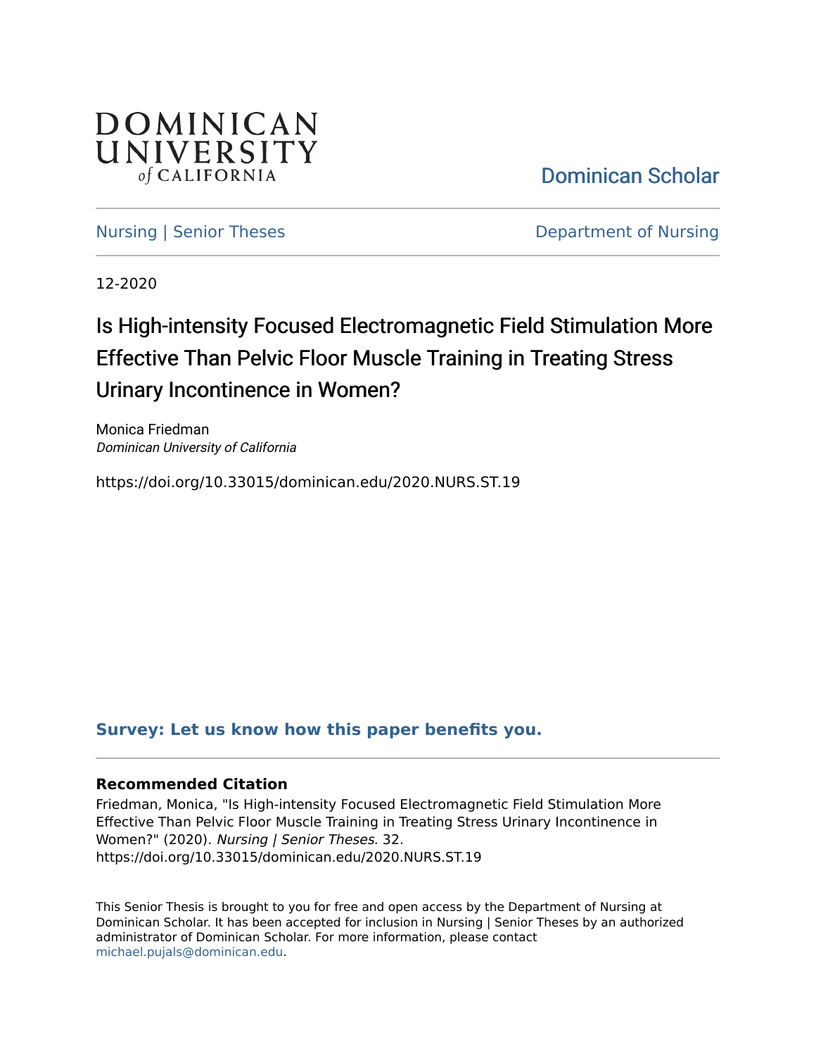DOMINICAN UNIVERSITY *of* CALIFORNIA

Dominican Scholar

Nursing | Senior Theses

Department of Nursing

12-2020

# Is High-intensity Focused Electromagnetic Field Stimulation More Effective Than Pelvic Floor Muscle Training in Treating Stress Urinary Incontinence in Women?

Monica Friedman
*Dominican University of California*

https://doi.org/10.33015/dominican.edu/2020.NURS.ST.19

**Survey: Let us know how this paper benefits you.**

### Recommended Citation

Friedman, Monica, "Is High-intensity Focused Electromagnetic Field Stimulation More Effective Than Pelvic Floor Muscle Training in Treating Stress Urinary Incontinence in Women?" (2020). *Nursing | Senior Theses*. 32.
https://doi.org/10.33015/dominican.edu/2020.NURS.ST.19

This Senior Thesis is brought to you for free and open access by the Department of Nursing at Dominican Scholar. It has been accepted for inclusion in Nursing | Senior Theses by an authorized administrator of Dominican Scholar. For more information, please contact michael.pujals@dominican.edu.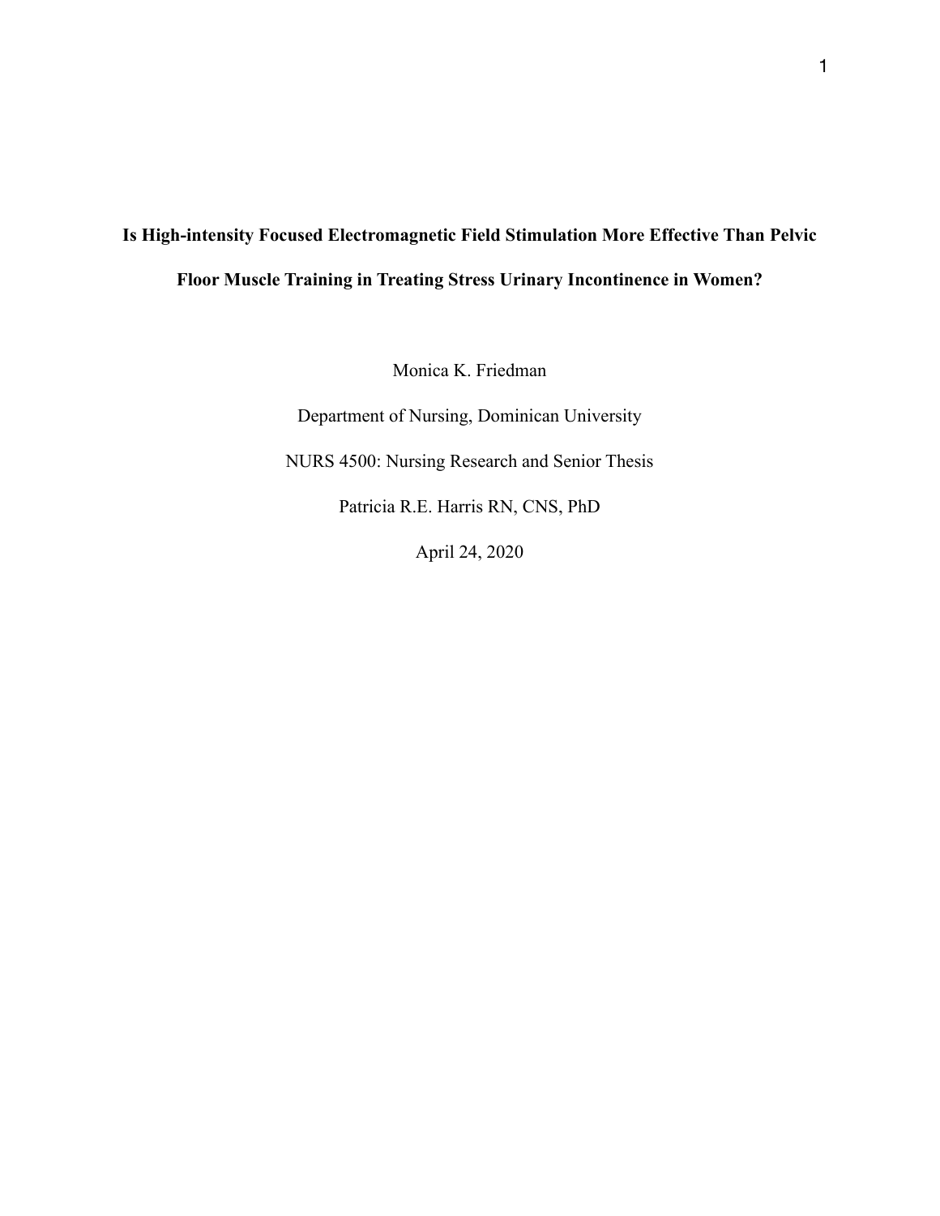**Is High-intensity Focused Electromagnetic Field Stimulation More Effective Than Pelvic Floor Muscle Training in Treating Stress Urinary Incontinence in Women?**

Monica K. Friedman

Department of Nursing, Dominican University

NURS 4500: Nursing Research and Senior Thesis

Patricia R.E. Harris RN, CNS, PhD

April 24, 2020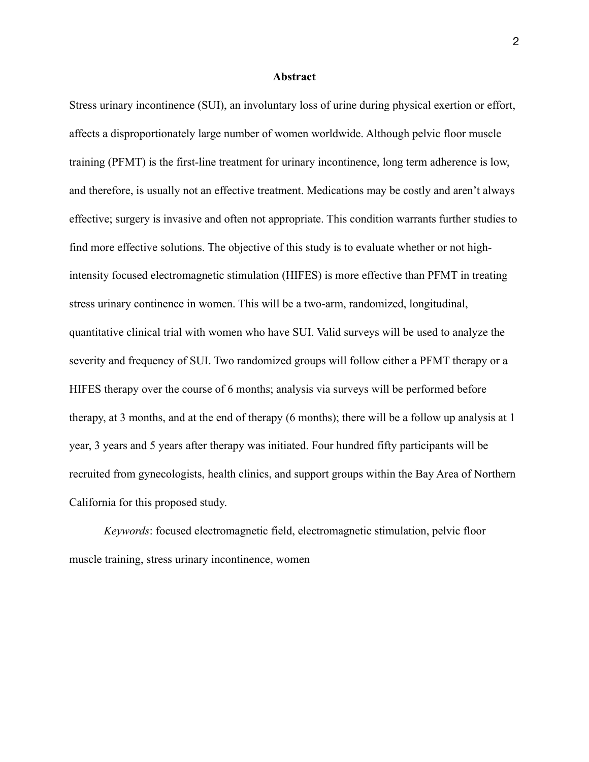# Abstract

Stress urinary incontinence (SUI), an involuntary loss of urine during physical exertion or effort, affects a disproportionately large number of women worldwide. Although pelvic floor muscle training (PFMT) is the first-line treatment for urinary incontinence, long term adherence is low, and therefore, is usually not an effective treatment. Medications may be costly and aren't always effective; surgery is invasive and often not appropriate. This condition warrants further studies to find more effective solutions. The objective of this study is to evaluate whether or not high-intensity focused electromagnetic stimulation (HIFES) is more effective than PFMT in treating stress urinary continence in women. This will be a two-arm, randomized, longitudinal, quantitative clinical trial with women who have SUI. Valid surveys will be used to analyze the severity and frequency of SUI. Two randomized groups will follow either a PFMT therapy or a HIFES therapy over the course of 6 months; analysis via surveys will be performed before therapy, at 3 months, and at the end of therapy (6 months); there will be a follow up analysis at 1 year, 3 years and 5 years after therapy was initiated. Four hundred fifty participants will be recruited from gynecologists, health clinics, and support groups within the Bay Area of Northern California for this proposed study.

*Keywords*: focused electromagnetic field, electromagnetic stimulation, pelvic floor muscle training, stress urinary incontinence, women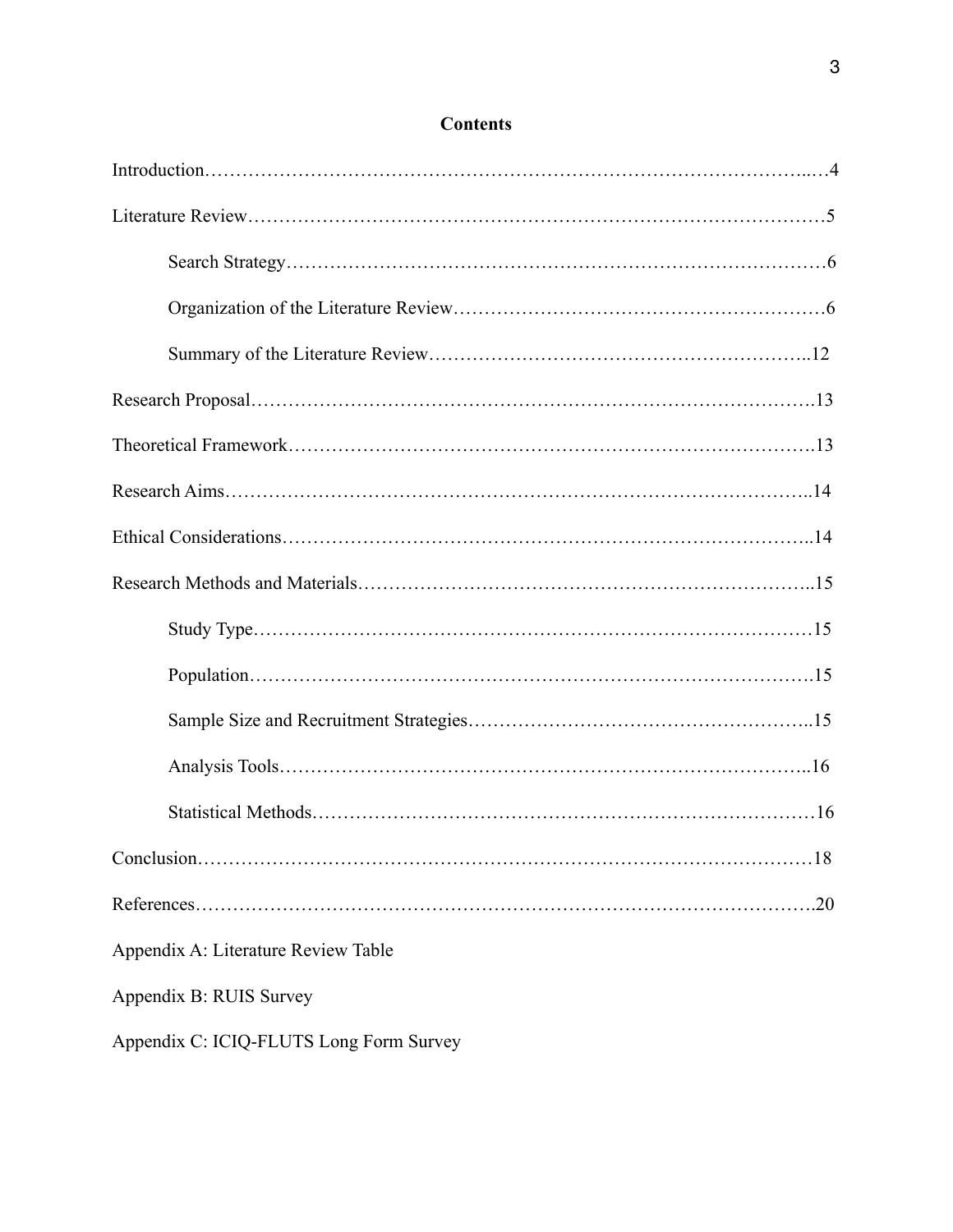# Contents

Introduction……………………………………………………………………………...…4

Literature Review………………………………………………………………………………5

  Search Strategy…………………………………………………………………………6

  Organization of the Literature Review…………………………………………………6

  Summary of the Literature Review…………………………………………………..12

Research Proposal……………………………………………………………………….13

Theoretical Framework…………………………………………………………………….13

Research Aims……………………………………………………………………………..14

Ethical Considerations……………………………………………………………………..14

Research Methods and Materials…………………………………………………………..15

  Study Type………………………………………………………………………………15

  Population……………………………………………………………………………….15

  Sample Size and Recruitment Strategies……………………………………………..15

  Analysis Tools…………………………………………………………………………..16

  Statistical Methods………………………………………………………………………16

Conclusion…………………………………………………………………………………18

References…………………………………………………………………………………20

Appendix A: Literature Review Table

Appendix B: RUIS Survey

Appendix C: ICIQ-FLUTS Long Form Survey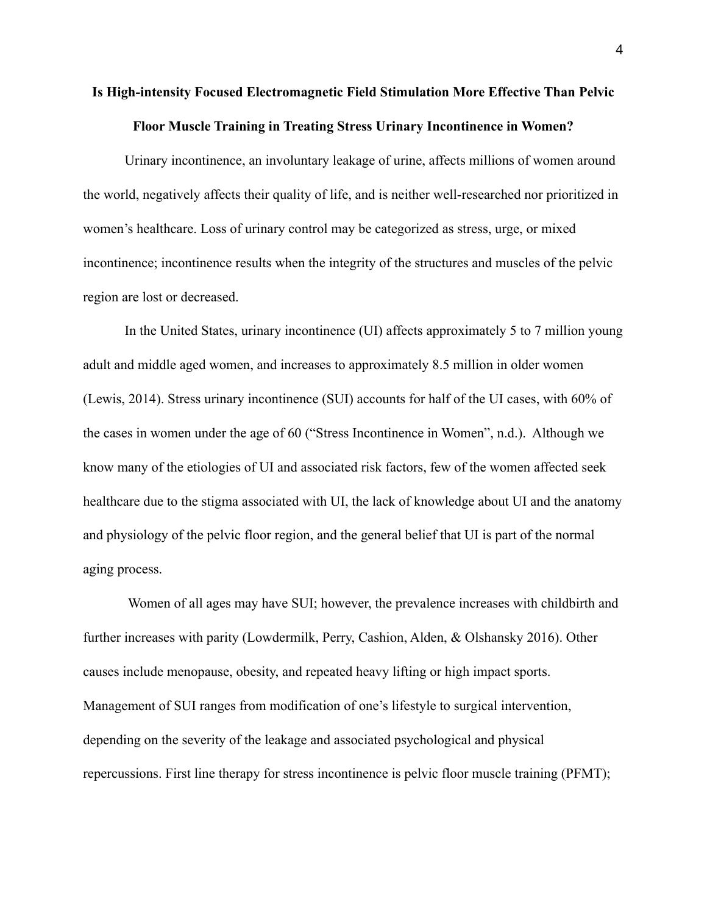**Is High-intensity Focused Electromagnetic Field Stimulation More Effective Than Pelvic Floor Muscle Training in Treating Stress Urinary Incontinence in Women?**

Urinary incontinence, an involuntary leakage of urine, affects millions of women around the world, negatively affects their quality of life, and is neither well-researched nor prioritized in women's healthcare. Loss of urinary control may be categorized as stress, urge, or mixed incontinence; incontinence results when the integrity of the structures and muscles of the pelvic region are lost or decreased.

In the United States, urinary incontinence (UI) affects approximately 5 to 7 million young adult and middle aged women, and increases to approximately 8.5 million in older women (Lewis, 2014). Stress urinary incontinence (SUI) accounts for half of the UI cases, with 60% of the cases in women under the age of 60 ("Stress Incontinence in Women", n.d.). Although we know many of the etiologies of UI and associated risk factors, few of the women affected seek healthcare due to the stigma associated with UI, the lack of knowledge about UI and the anatomy and physiology of the pelvic floor region, and the general belief that UI is part of the normal aging process.

Women of all ages may have SUI; however, the prevalence increases with childbirth and further increases with parity (Lowdermilk, Perry, Cashion, Alden, & Olshansky 2016). Other causes include menopause, obesity, and repeated heavy lifting or high impact sports. Management of SUI ranges from modification of one's lifestyle to surgical intervention, depending on the severity of the leakage and associated psychological and physical repercussions. First line therapy for stress incontinence is pelvic floor muscle training (PFMT);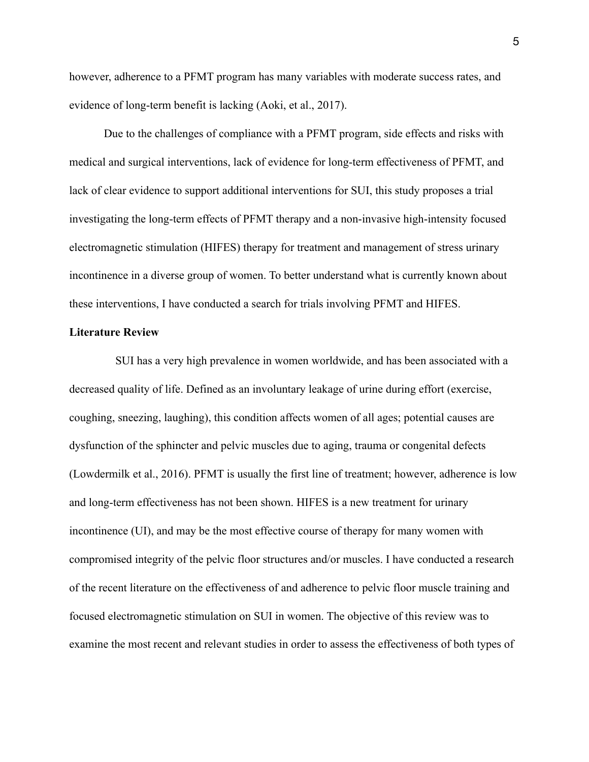however, adherence to a PFMT program has many variables with moderate success rates, and evidence of long-term benefit is lacking (Aoki, et al., 2017).

Due to the challenges of compliance with a PFMT program, side effects and risks with medical and surgical interventions, lack of evidence for long-term effectiveness of PFMT, and lack of clear evidence to support additional interventions for SUI, this study proposes a trial investigating the long-term effects of PFMT therapy and a non-invasive high-intensity focused electromagnetic stimulation (HIFES) therapy for treatment and management of stress urinary incontinence in a diverse group of women. To better understand what is currently known about these interventions, I have conducted a search for trials involving PFMT and HIFES.

**Literature Review**

SUI has a very high prevalence in women worldwide, and has been associated with a decreased quality of life. Defined as an involuntary leakage of urine during effort (exercise, coughing, sneezing, laughing), this condition affects women of all ages; potential causes are dysfunction of the sphincter and pelvic muscles due to aging, trauma or congenital defects (Lowdermilk et al., 2016). PFMT is usually the first line of treatment; however, adherence is low and long-term effectiveness has not been shown. HIFES is a new treatment for urinary incontinence (UI), and may be the most effective course of therapy for many women with compromised integrity of the pelvic floor structures and/or muscles. I have conducted a research of the recent literature on the effectiveness of and adherence to pelvic floor muscle training and focused electromagnetic stimulation on SUI in women. The objective of this review was to examine the most recent and relevant studies in order to assess the effectiveness of both types of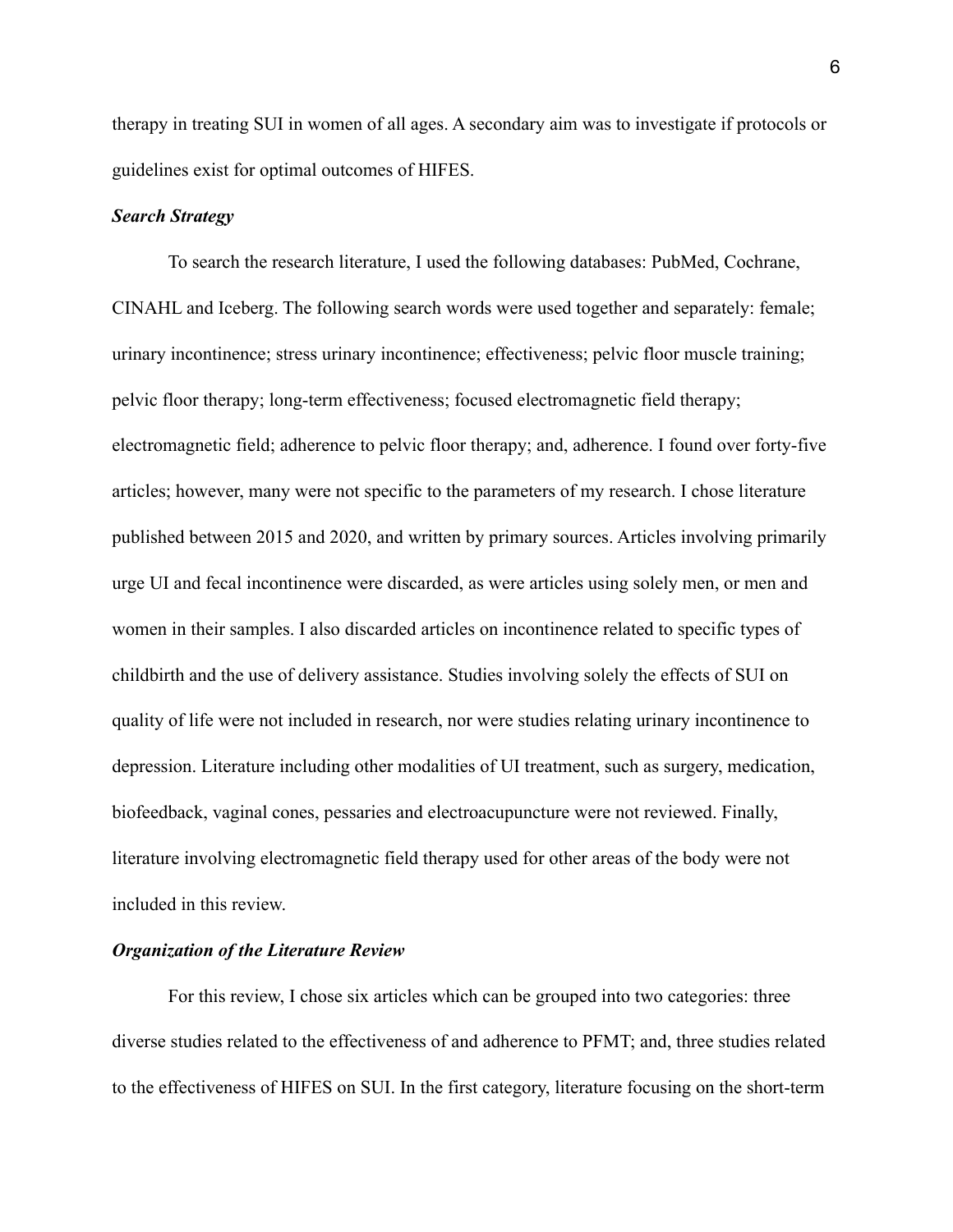therapy in treating SUI in women of all ages. A secondary aim was to investigate if protocols or guidelines exist for optimal outcomes of HIFES.

### *Search Strategy*

To search the research literature, I used the following databases: PubMed, Cochrane, CINAHL and Iceberg. The following search words were used together and separately: female; urinary incontinence; stress urinary incontinence; effectiveness; pelvic floor muscle training; pelvic floor therapy; long-term effectiveness; focused electromagnetic field therapy; electromagnetic field; adherence to pelvic floor therapy; and, adherence. I found over forty-five articles; however, many were not specific to the parameters of my research. I chose literature published between 2015 and 2020, and written by primary sources. Articles involving primarily urge UI and fecal incontinence were discarded, as were articles using solely men, or men and women in their samples. I also discarded articles on incontinence related to specific types of childbirth and the use of delivery assistance. Studies involving solely the effects of SUI on quality of life were not included in research, nor were studies relating urinary incontinence to depression. Literature including other modalities of UI treatment, such as surgery, medication, biofeedback, vaginal cones, pessaries and electroacupuncture were not reviewed. Finally, literature involving electromagnetic field therapy used for other areas of the body were not included in this review.

### *Organization of the Literature Review*

For this review, I chose six articles which can be grouped into two categories: three diverse studies related to the effectiveness of and adherence to PFMT; and, three studies related to the effectiveness of HIFES on SUI. In the first category, literature focusing on the short-term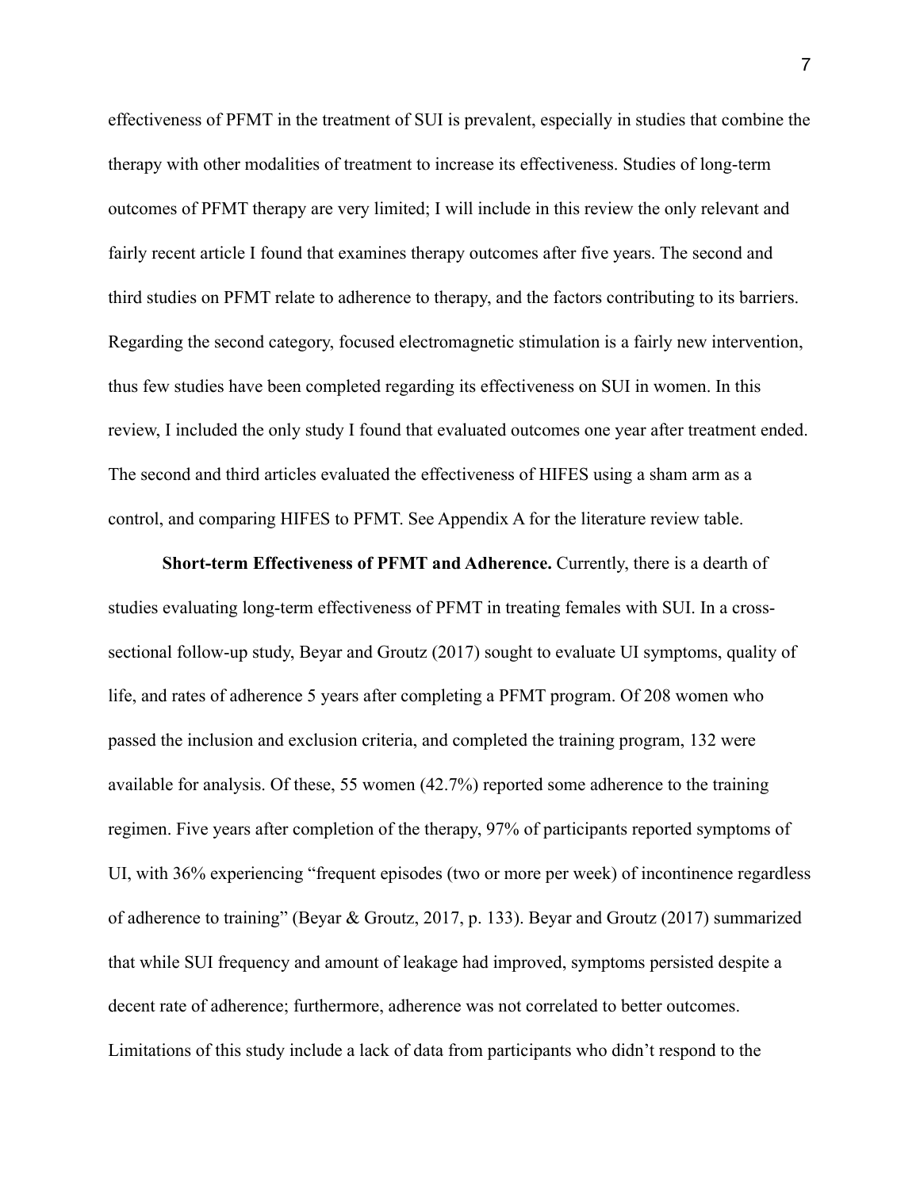effectiveness of PFMT in the treatment of SUI is prevalent, especially in studies that combine the therapy with other modalities of treatment to increase its effectiveness. Studies of long-term outcomes of PFMT therapy are very limited; I will include in this review the only relevant and fairly recent article I found that examines therapy outcomes after five years. The second and third studies on PFMT relate to adherence to therapy, and the factors contributing to its barriers. Regarding the second category, focused electromagnetic stimulation is a fairly new intervention, thus few studies have been completed regarding its effectiveness on SUI in women. In this review, I included the only study I found that evaluated outcomes one year after treatment ended. The second and third articles evaluated the effectiveness of HIFES using a sham arm as a control, and comparing HIFES to PFMT. See Appendix A for the literature review table.

**Short-term Effectiveness of PFMT and Adherence.** Currently, there is a dearth of studies evaluating long-term effectiveness of PFMT in treating females with SUI. In a cross-sectional follow-up study, Beyar and Groutz (2017) sought to evaluate UI symptoms, quality of life, and rates of adherence 5 years after completing a PFMT program. Of 208 women who passed the inclusion and exclusion criteria, and completed the training program, 132 were available for analysis. Of these, 55 women (42.7%) reported some adherence to the training regimen. Five years after completion of the therapy, 97% of participants reported symptoms of UI, with 36% experiencing "frequent episodes (two or more per week) of incontinence regardless of adherence to training" (Beyar & Groutz, 2017, p. 133). Beyar and Groutz (2017) summarized that while SUI frequency and amount of leakage had improved, symptoms persisted despite a decent rate of adherence; furthermore, adherence was not correlated to better outcomes. Limitations of this study include a lack of data from participants who didn't respond to the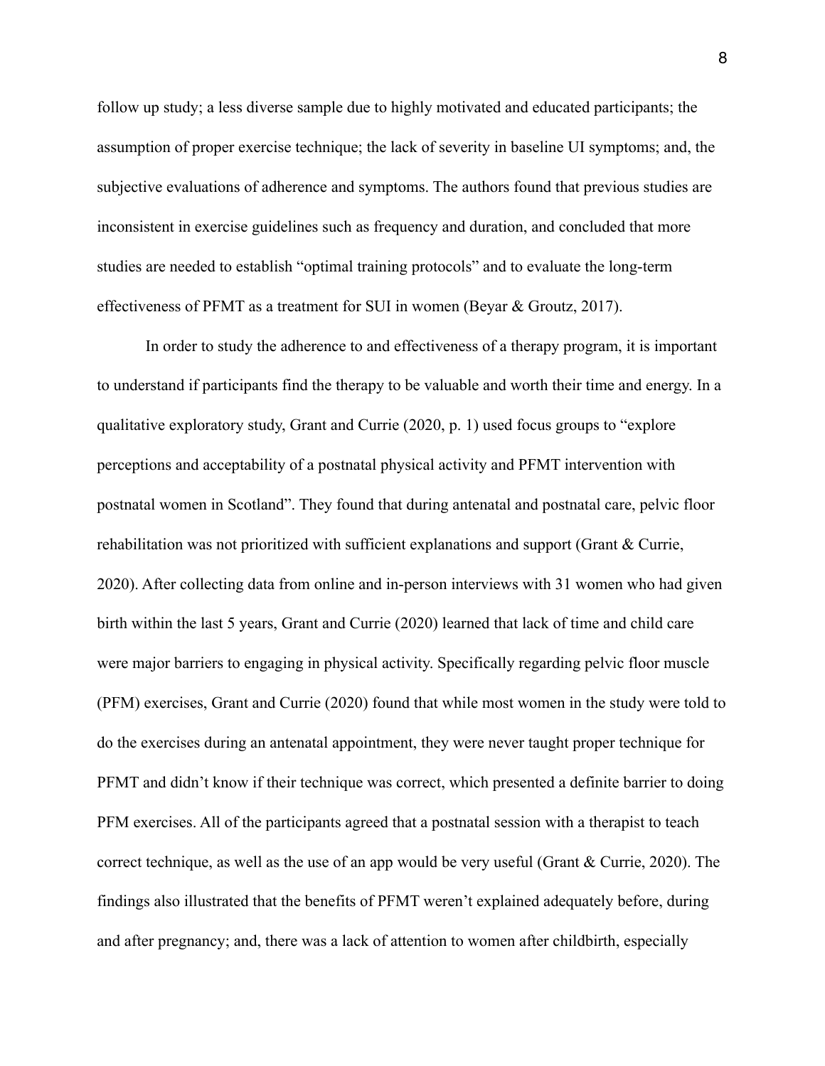follow up study; a less diverse sample due to highly motivated and educated participants; the assumption of proper exercise technique; the lack of severity in baseline UI symptoms; and, the subjective evaluations of adherence and symptoms. The authors found that previous studies are inconsistent in exercise guidelines such as frequency and duration, and concluded that more studies are needed to establish "optimal training protocols" and to evaluate the long-term effectiveness of PFMT as a treatment for SUI in women (Beyar & Groutz, 2017).

In order to study the adherence to and effectiveness of a therapy program, it is important to understand if participants find the therapy to be valuable and worth their time and energy. In a qualitative exploratory study, Grant and Currie (2020, p. 1) used focus groups to "explore perceptions and acceptability of a postnatal physical activity and PFMT intervention with postnatal women in Scotland". They found that during antenatal and postnatal care, pelvic floor rehabilitation was not prioritized with sufficient explanations and support (Grant & Currie, 2020). After collecting data from online and in-person interviews with 31 women who had given birth within the last 5 years, Grant and Currie (2020) learned that lack of time and child care were major barriers to engaging in physical activity. Specifically regarding pelvic floor muscle (PFM) exercises, Grant and Currie (2020) found that while most women in the study were told to do the exercises during an antenatal appointment, they were never taught proper technique for PFMT and didn't know if their technique was correct, which presented a definite barrier to doing PFM exercises. All of the participants agreed that a postnatal session with a therapist to teach correct technique, as well as the use of an app would be very useful (Grant & Currie, 2020). The findings also illustrated that the benefits of PFMT weren't explained adequately before, during and after pregnancy; and, there was a lack of attention to women after childbirth, especially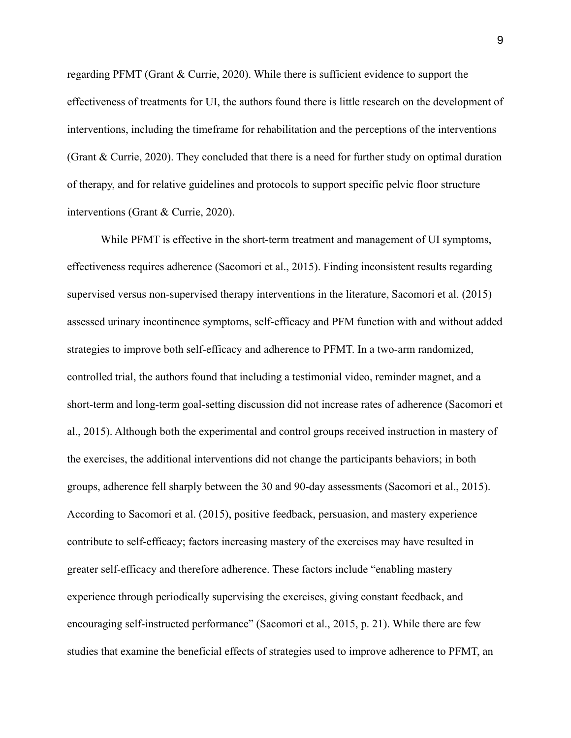regarding PFMT (Grant & Currie, 2020). While there is sufficient evidence to support the effectiveness of treatments for UI, the authors found there is little research on the development of interventions, including the timeframe for rehabilitation and the perceptions of the interventions (Grant & Currie, 2020). They concluded that there is a need for further study on optimal duration of therapy, and for relative guidelines and protocols to support specific pelvic floor structure interventions (Grant & Currie, 2020).

While PFMT is effective in the short-term treatment and management of UI symptoms, effectiveness requires adherence (Sacomori et al., 2015). Finding inconsistent results regarding supervised versus non-supervised therapy interventions in the literature, Sacomori et al. (2015) assessed urinary incontinence symptoms, self-efficacy and PFM function with and without added strategies to improve both self-efficacy and adherence to PFMT. In a two-arm randomized, controlled trial, the authors found that including a testimonial video, reminder magnet, and a short-term and long-term goal-setting discussion did not increase rates of adherence (Sacomori et al., 2015). Although both the experimental and control groups received instruction in mastery of the exercises, the additional interventions did not change the participants behaviors; in both groups, adherence fell sharply between the 30 and 90-day assessments (Sacomori et al., 2015). According to Sacomori et al. (2015), positive feedback, persuasion, and mastery experience contribute to self-efficacy; factors increasing mastery of the exercises may have resulted in greater self-efficacy and therefore adherence. These factors include "enabling mastery experience through periodically supervising the exercises, giving constant feedback, and encouraging self-instructed performance" (Sacomori et al., 2015, p. 21). While there are few studies that examine the beneficial effects of strategies used to improve adherence to PFMT, an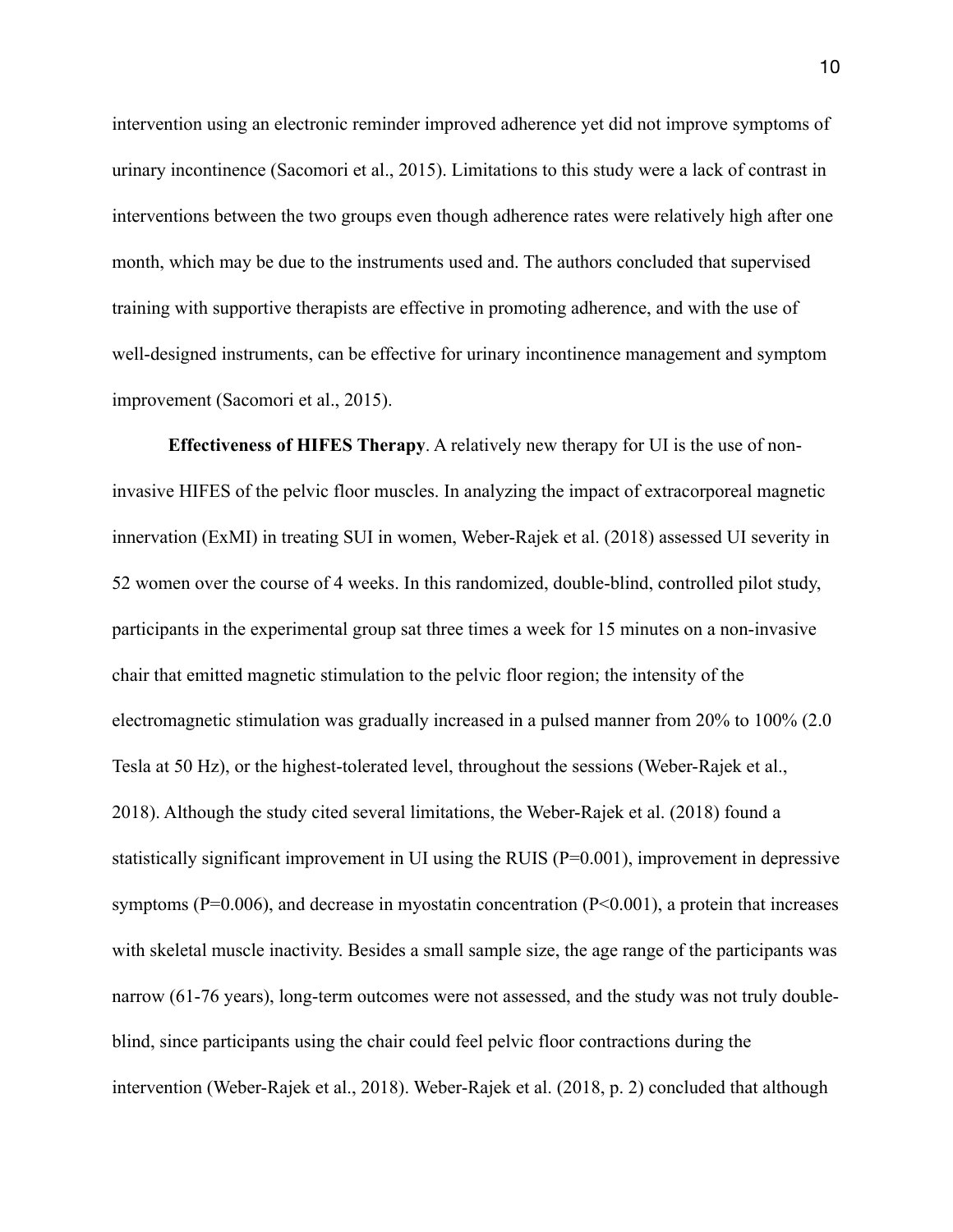intervention using an electronic reminder improved adherence yet did not improve symptoms of urinary incontinence (Sacomori et al., 2015). Limitations to this study were a lack of contrast in interventions between the two groups even though adherence rates were relatively high after one month, which may be due to the instruments used and. The authors concluded that supervised training with supportive therapists are effective in promoting adherence, and with the use of well-designed instruments, can be effective for urinary incontinence management and symptom improvement (Sacomori et al., 2015).

**Effectiveness of HIFES Therapy**. A relatively new therapy for UI is the use of non-invasive HIFES of the pelvic floor muscles. In analyzing the impact of extracorporeal magnetic innervation (ExMI) in treating SUI in women, Weber-Rajek et al. (2018) assessed UI severity in 52 women over the course of 4 weeks. In this randomized, double-blind, controlled pilot study, participants in the experimental group sat three times a week for 15 minutes on a non-invasive chair that emitted magnetic stimulation to the pelvic floor region; the intensity of the electromagnetic stimulation was gradually increased in a pulsed manner from 20% to 100% (2.0 Tesla at 50 Hz), or the highest-tolerated level, throughout the sessions (Weber-Rajek et al., 2018). Although the study cited several limitations, the Weber-Rajek et al. (2018) found a statistically significant improvement in UI using the RUIS ($P=0.001$), improvement in depressive symptoms ($P=0.006$), and decrease in myostatin concentration ($P<0.001$), a protein that increases with skeletal muscle inactivity. Besides a small sample size, the age range of the participants was narrow (61-76 years), long-term outcomes were not assessed, and the study was not truly double-blind, since participants using the chair could feel pelvic floor contractions during the intervention (Weber-Rajek et al., 2018). Weber-Rajek et al. (2018, p. 2) concluded that although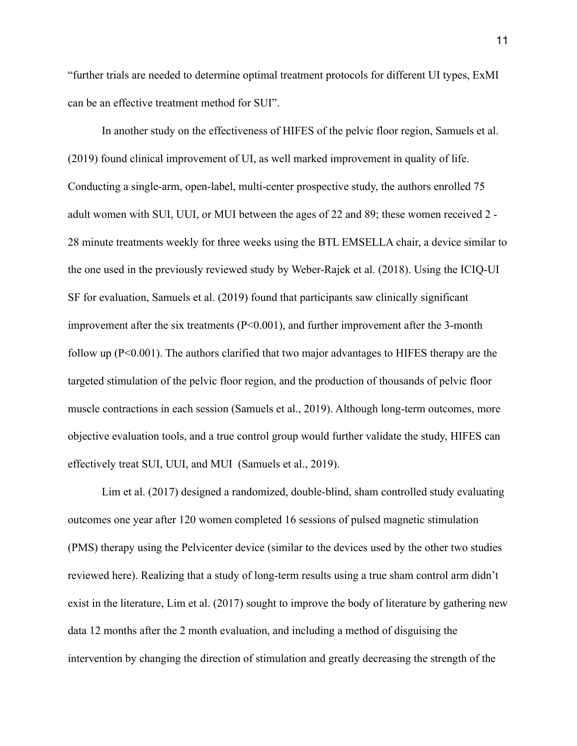"further trials are needed to determine optimal treatment protocols for different UI types, ExMI can be an effective treatment method for SUI".

In another study on the effectiveness of HIFES of the pelvic floor region, Samuels et al. (2019) found clinical improvement of UI, as well marked improvement in quality of life. Conducting a single-arm, open-label, multi-center prospective study, the authors enrolled 75 adult women with SUI, UUI, or MUI between the ages of 22 and 89; these women received 2 - 28 minute treatments weekly for three weeks using the BTL EMSELLA chair, a device similar to the one used in the previously reviewed study by Weber-Rajek et al. (2018). Using the ICIQ-UI SF for evaluation, Samuels et al. (2019) found that participants saw clinically significant improvement after the six treatments ($P<0.001$), and further improvement after the 3-month follow up ($P<0.001$). The authors clarified that two major advantages to HIFES therapy are the targeted stimulation of the pelvic floor region, and the production of thousands of pelvic floor muscle contractions in each session (Samuels et al., 2019). Although long-term outcomes, more objective evaluation tools, and a true control group would further validate the study, HIFES can effectively treat SUI, UUI, and MUI (Samuels et al., 2019).

Lim et al. (2017) designed a randomized, double-blind, sham controlled study evaluating outcomes one year after 120 women completed 16 sessions of pulsed magnetic stimulation (PMS) therapy using the Pelvicenter device (similar to the devices used by the other two studies reviewed here). Realizing that a study of long-term results using a true sham control arm didn't exist in the literature, Lim et al. (2017) sought to improve the body of literature by gathering new data 12 months after the 2 month evaluation, and including a method of disguising the intervention by changing the direction of stimulation and greatly decreasing the strength of the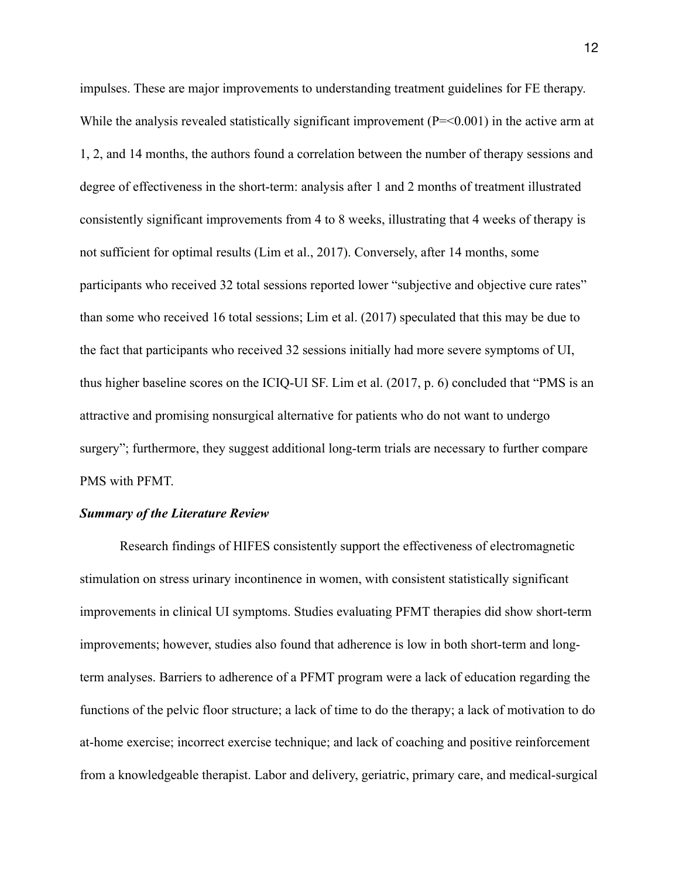impulses. These are major improvements to understanding treatment guidelines for FE therapy. While the analysis revealed statistically significant improvement ($P=<0.001$) in the active arm at 1, 2, and 14 months, the authors found a correlation between the number of therapy sessions and degree of effectiveness in the short-term: analysis after 1 and 2 months of treatment illustrated consistently significant improvements from 4 to 8 weeks, illustrating that 4 weeks of therapy is not sufficient for optimal results (Lim et al., 2017). Conversely, after 14 months, some participants who received 32 total sessions reported lower "subjective and objective cure rates" than some who received 16 total sessions; Lim et al. (2017) speculated that this may be due to the fact that participants who received 32 sessions initially had more severe symptoms of UI, thus higher baseline scores on the ICIQ-UI SF. Lim et al. (2017, p. 6) concluded that "PMS is an attractive and promising nonsurgical alternative for patients who do not want to undergo surgery"; furthermore, they suggest additional long-term trials are necessary to further compare PMS with PFMT.

### ***Summary of the Literature Review***

Research findings of HIFES consistently support the effectiveness of electromagnetic stimulation on stress urinary incontinence in women, with consistent statistically significant improvements in clinical UI symptoms. Studies evaluating PFMT therapies did show short-term improvements; however, studies also found that adherence is low in both short-term and long-term analyses. Barriers to adherence of a PFMT program were a lack of education regarding the functions of the pelvic floor structure; a lack of time to do the therapy; a lack of motivation to do at-home exercise; incorrect exercise technique; and lack of coaching and positive reinforcement from a knowledgeable therapist. Labor and delivery, geriatric, primary care, and medical-surgical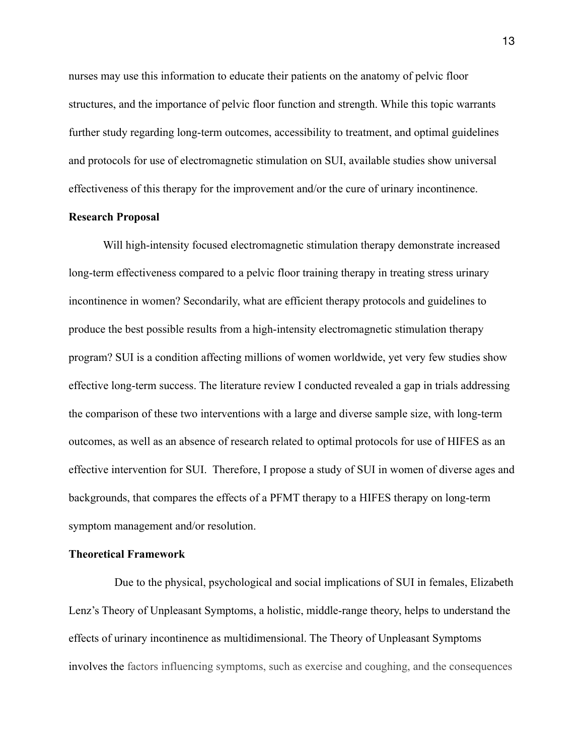nurses may use this information to educate their patients on the anatomy of pelvic floor structures, and the importance of pelvic floor function and strength. While this topic warrants further study regarding long-term outcomes, accessibility to treatment, and optimal guidelines and protocols for use of electromagnetic stimulation on SUI, available studies show universal effectiveness of this therapy for the improvement and/or the cure of urinary incontinence.

**Research Proposal**

Will high-intensity focused electromagnetic stimulation therapy demonstrate increased long-term effectiveness compared to a pelvic floor training therapy in treating stress urinary incontinence in women? Secondarily, what are efficient therapy protocols and guidelines to produce the best possible results from a high-intensity electromagnetic stimulation therapy program? SUI is a condition affecting millions of women worldwide, yet very few studies show effective long-term success. The literature review I conducted revealed a gap in trials addressing the comparison of these two interventions with a large and diverse sample size, with long-term outcomes, as well as an absence of research related to optimal protocols for use of HIFES as an effective intervention for SUI. Therefore, I propose a study of SUI in women of diverse ages and backgrounds, that compares the effects of a PFMT therapy to a HIFES therapy on long-term symptom management and/or resolution.

**Theoretical Framework**

Due to the physical, psychological and social implications of SUI in females, Elizabeth Lenz's Theory of Unpleasant Symptoms, a holistic, middle-range theory, helps to understand the effects of urinary incontinence as multidimensional. The Theory of Unpleasant Symptoms involves the factors influencing symptoms, such as exercise and coughing, and the consequences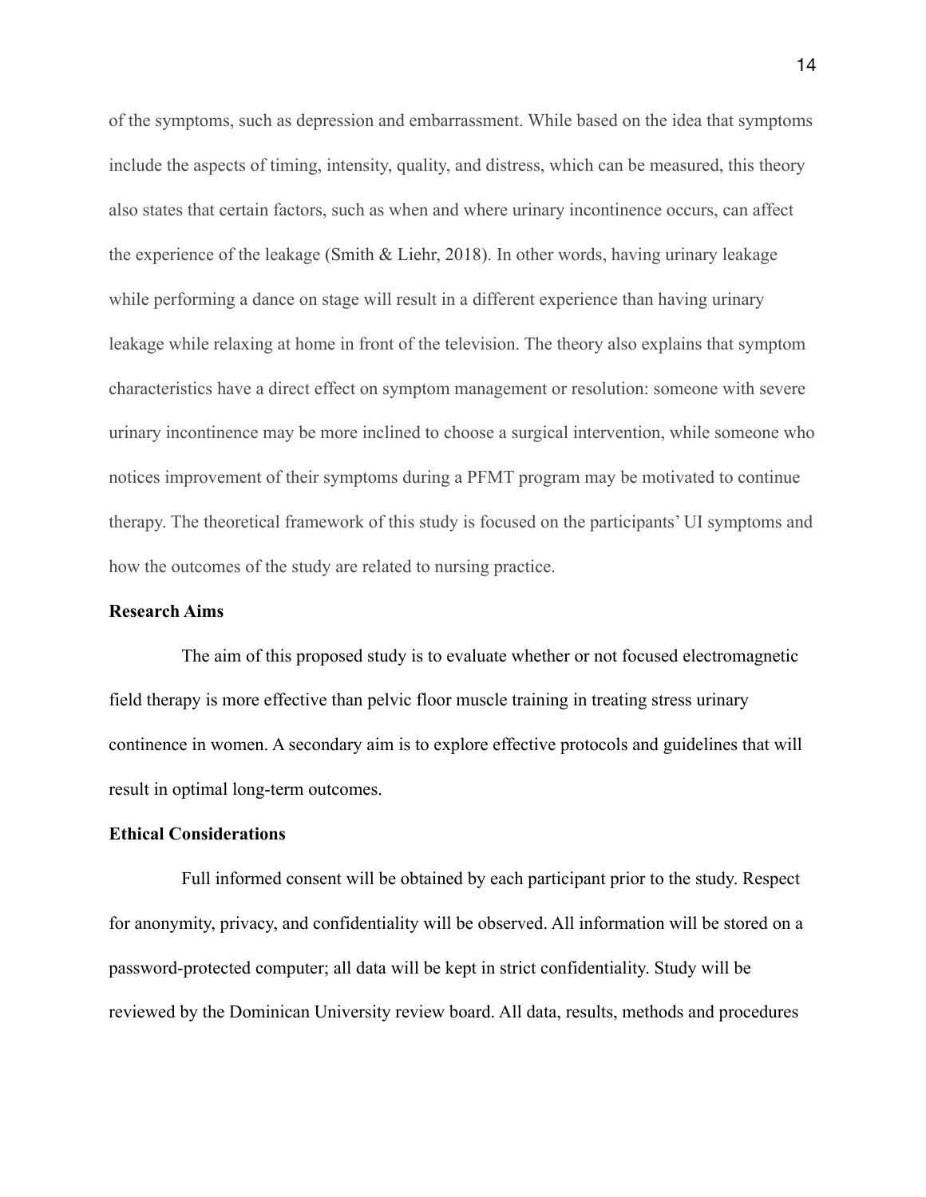of the symptoms, such as depression and embarrassment. While based on the idea that symptoms include the aspects of timing, intensity, quality, and distress, which can be measured, this theory also states that certain factors, such as when and where urinary incontinence occurs, can affect the experience of the leakage (Smith & Liehr, 2018). In other words, having urinary leakage while performing a dance on stage will result in a different experience than having urinary leakage while relaxing at home in front of the television. The theory also explains that symptom characteristics have a direct effect on symptom management or resolution: someone with severe urinary incontinence may be more inclined to choose a surgical intervention, while someone who notices improvement of their symptoms during a PFMT program may be motivated to continue therapy. The theoretical framework of this study is focused on the participants' UI symptoms and how the outcomes of the study are related to nursing practice.

**Research Aims**

The aim of this proposed study is to evaluate whether or not focused electromagnetic field therapy is more effective than pelvic floor muscle training in treating stress urinary continence in women. A secondary aim is to explore effective protocols and guidelines that will result in optimal long-term outcomes.

**Ethical Considerations**

Full informed consent will be obtained by each participant prior to the study. Respect for anonymity, privacy, and confidentiality will be observed. All information will be stored on a password-protected computer; all data will be kept in strict confidentiality. Study will be reviewed by the Dominican University review board. All data, results, methods and procedures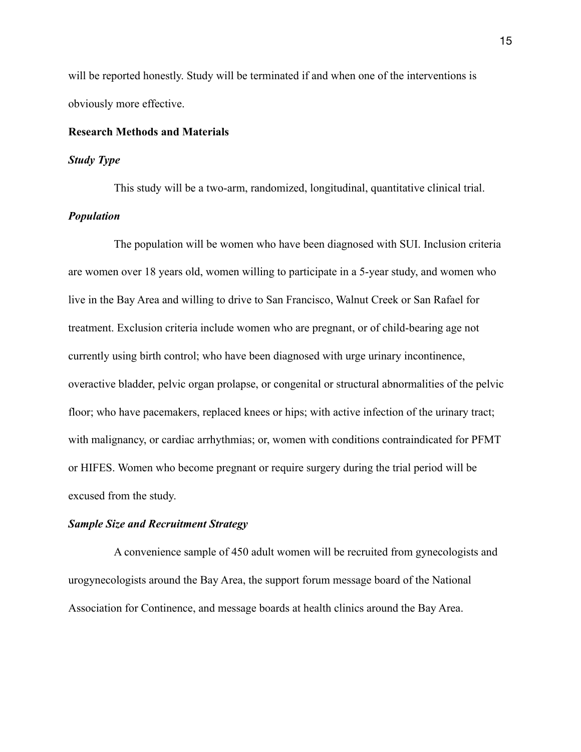will be reported honestly. Study will be terminated if and when one of the interventions is obviously more effective.

**Research Methods and Materials**

***Study Type***

This study will be a two-arm, randomized, longitudinal, quantitative clinical trial.

***Population***

The population will be women who have been diagnosed with SUI. Inclusion criteria are women over 18 years old, women willing to participate in a 5-year study, and women who live in the Bay Area and willing to drive to San Francisco, Walnut Creek or San Rafael for treatment. Exclusion criteria include women who are pregnant, or of child-bearing age not currently using birth control; who have been diagnosed with urge urinary incontinence, overactive bladder, pelvic organ prolapse, or congenital or structural abnormalities of the pelvic floor; who have pacemakers, replaced knees or hips; with active infection of the urinary tract; with malignancy, or cardiac arrhythmias; or, women with conditions contraindicated for PFMT or HIFES. Women who become pregnant or require surgery during the trial period will be excused from the study.

***Sample Size and Recruitment Strategy***

A convenience sample of 450 adult women will be recruited from gynecologists and urogynecologists around the Bay Area, the support forum message board of the National Association for Continence, and message boards at health clinics around the Bay Area.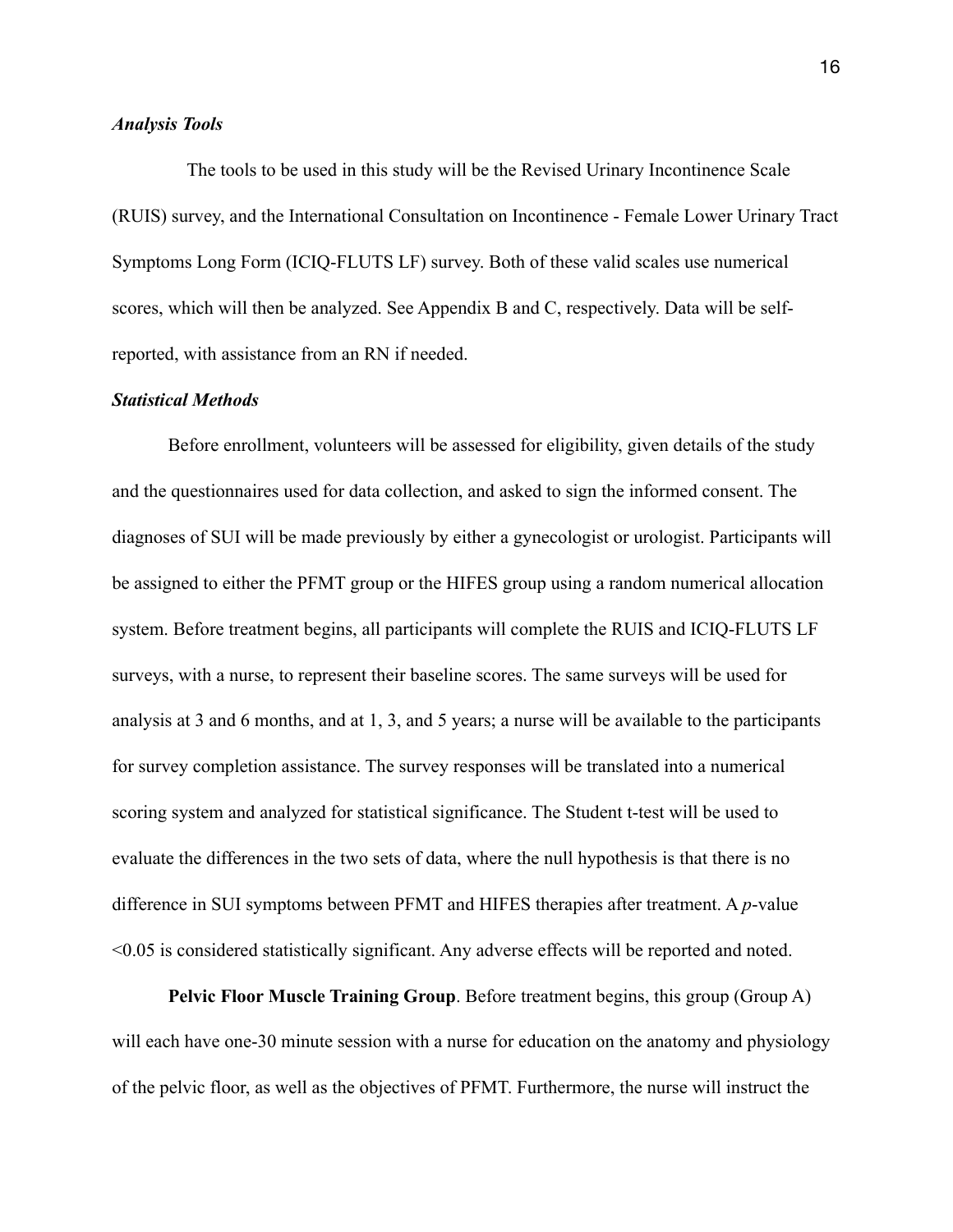### *Analysis Tools*

The tools to be used in this study will be the Revised Urinary Incontinence Scale (RUIS) survey, and the International Consultation on Incontinence - Female Lower Urinary Tract Symptoms Long Form (ICIQ-FLUTS LF) survey. Both of these valid scales use numerical scores, which will then be analyzed. See Appendix B and C, respectively. Data will be self-reported, with assistance from an RN if needed.

### *Statistical Methods*

Before enrollment, volunteers will be assessed for eligibility, given details of the study and the questionnaires used for data collection, and asked to sign the informed consent. The diagnoses of SUI will be made previously by either a gynecologist or urologist. Participants will be assigned to either the PFMT group or the HIFES group using a random numerical allocation system. Before treatment begins, all participants will complete the RUIS and ICIQ-FLUTS LF surveys, with a nurse, to represent their baseline scores. The same surveys will be used for analysis at 3 and 6 months, and at 1, 3, and 5 years; a nurse will be available to the participants for survey completion assistance. The survey responses will be translated into a numerical scoring system and analyzed for statistical significance. The Student t-test will be used to evaluate the differences in the two sets of data, where the null hypothesis is that there is no difference in SUI symptoms between PFMT and HIFES therapies after treatment. A $p$-value $<0.05$ is considered statistically significant. Any adverse effects will be reported and noted.

**Pelvic Floor Muscle Training Group**. Before treatment begins, this group (Group A) will each have one-30 minute session with a nurse for education on the anatomy and physiology of the pelvic floor, as well as the objectives of PFMT. Furthermore, the nurse will instruct the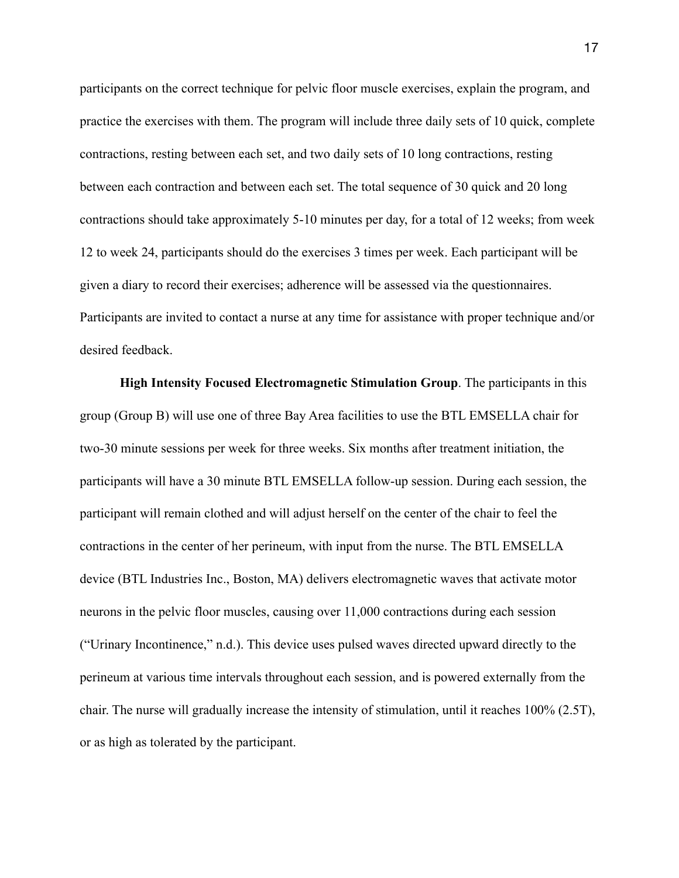participants on the correct technique for pelvic floor muscle exercises, explain the program, and practice the exercises with them. The program will include three daily sets of 10 quick, complete contractions, resting between each set, and two daily sets of 10 long contractions, resting between each contraction and between each set. The total sequence of 30 quick and 20 long contractions should take approximately 5-10 minutes per day, for a total of 12 weeks; from week 12 to week 24, participants should do the exercises 3 times per week. Each participant will be given a diary to record their exercises; adherence will be assessed via the questionnaires. Participants are invited to contact a nurse at any time for assistance with proper technique and/or desired feedback.

**High Intensity Focused Electromagnetic Stimulation Group**. The participants in this group (Group B) will use one of three Bay Area facilities to use the BTL EMSELLA chair for two-30 minute sessions per week for three weeks. Six months after treatment initiation, the participants will have a 30 minute BTL EMSELLA follow-up session. During each session, the participant will remain clothed and will adjust herself on the center of the chair to feel the contractions in the center of her perineum, with input from the nurse. The BTL EMSELLA device (BTL Industries Inc., Boston, MA) delivers electromagnetic waves that activate motor neurons in the pelvic floor muscles, causing over 11,000 contractions during each session ("Urinary Incontinence," n.d.). This device uses pulsed waves directed upward directly to the perineum at various time intervals throughout each session, and is powered externally from the chair. The nurse will gradually increase the intensity of stimulation, until it reaches 100% (2.5T), or as high as tolerated by the participant.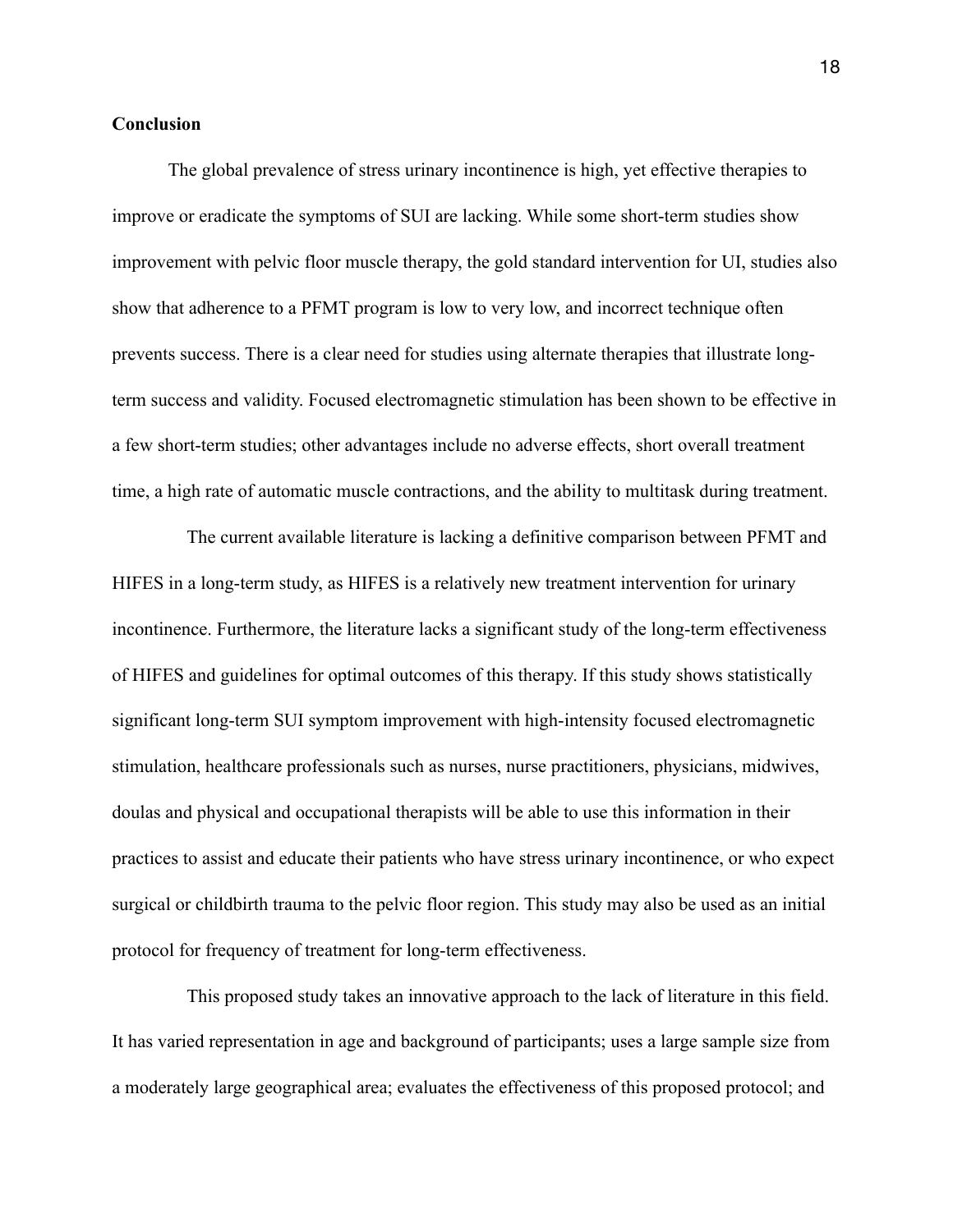**Conclusion**

The global prevalence of stress urinary incontinence is high, yet effective therapies to improve or eradicate the symptoms of SUI are lacking. While some short-term studies show improvement with pelvic floor muscle therapy, the gold standard intervention for UI, studies also show that adherence to a PFMT program is low to very low, and incorrect technique often prevents success. There is a clear need for studies using alternate therapies that illustrate long-term success and validity. Focused electromagnetic stimulation has been shown to be effective in a few short-term studies; other advantages include no adverse effects, short overall treatment time, a high rate of automatic muscle contractions, and the ability to multitask during treatment.

The current available literature is lacking a definitive comparison between PFMT and HIFES in a long-term study, as HIFES is a relatively new treatment intervention for urinary incontinence. Furthermore, the literature lacks a significant study of the long-term effectiveness of HIFES and guidelines for optimal outcomes of this therapy. If this study shows statistically significant long-term SUI symptom improvement with high-intensity focused electromagnetic stimulation, healthcare professionals such as nurses, nurse practitioners, physicians, midwives, doulas and physical and occupational therapists will be able to use this information in their practices to assist and educate their patients who have stress urinary incontinence, or who expect surgical or childbirth trauma to the pelvic floor region. This study may also be used as an initial protocol for frequency of treatment for long-term effectiveness.

This proposed study takes an innovative approach to the lack of literature in this field. It has varied representation in age and background of participants; uses a large sample size from a moderately large geographical area; evaluates the effectiveness of this proposed protocol; and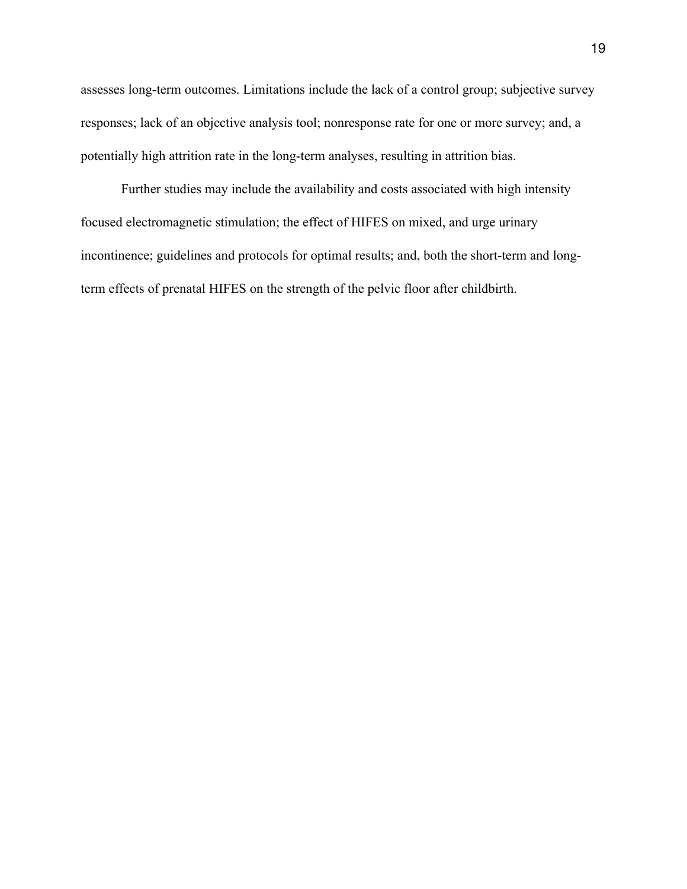assesses long-term outcomes. Limitations include the lack of a control group; subjective survey responses; lack of an objective analysis tool; nonresponse rate for one or more survey; and, a potentially high attrition rate in the long-term analyses, resulting in attrition bias.

Further studies may include the availability and costs associated with high intensity focused electromagnetic stimulation; the effect of HIFES on mixed, and urge urinary incontinence; guidelines and protocols for optimal results; and, both the short-term and long-term effects of prenatal HIFES on the strength of the pelvic floor after childbirth.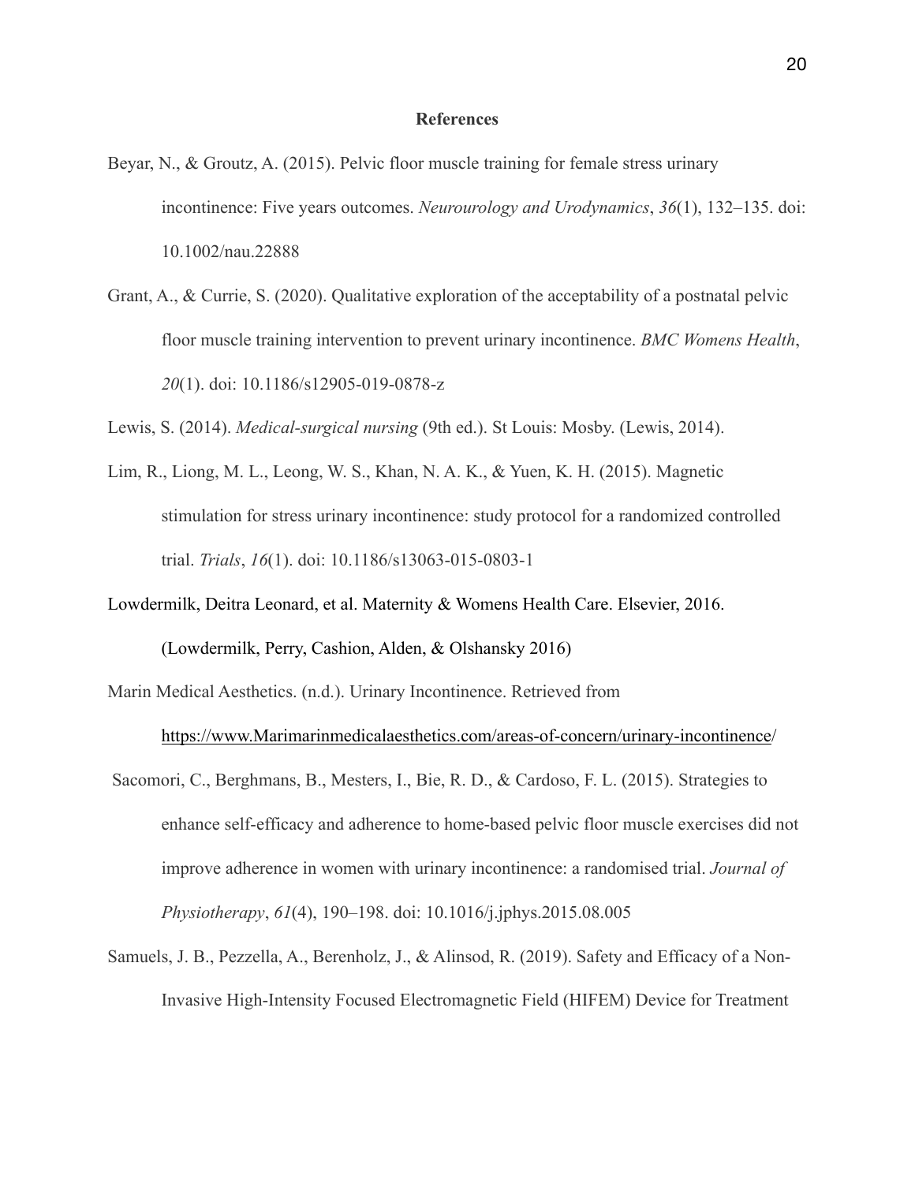**References**

Beyar, N., & Groutz, A. (2015). Pelvic floor muscle training for female stress urinary incontinence: Five years outcomes. *Neurourology and Urodynamics*, *36*(1), 132–135. doi: 10.1002/nau.22888

Grant, A., & Currie, S. (2020). Qualitative exploration of the acceptability of a postnatal pelvic floor muscle training intervention to prevent urinary incontinence. *BMC Womens Health*, *20*(1). doi: 10.1186/s12905-019-0878-z

Lewis, S. (2014). *Medical-surgical nursing* (9th ed.). St Louis: Mosby. (Lewis, 2014).

Lim, R., Liong, M. L., Leong, W. S., Khan, N. A. K., & Yuen, K. H. (2015). Magnetic stimulation for stress urinary incontinence: study protocol for a randomized controlled trial. *Trials*, *16*(1). doi: 10.1186/s13063-015-0803-1

Lowdermilk, Deitra Leonard, et al. Maternity & Womens Health Care. Elsevier, 2016. (Lowdermilk, Perry, Cashion, Alden, & Olshansky 2016)

Marin Medical Aesthetics. (n.d.). Urinary Incontinence. Retrieved from https://www.Marimarinmedicalaesthetics.com/areas-of-concern/urinary-incontinence/

Sacomori, C., Berghmans, B., Mesters, I., Bie, R. D., & Cardoso, F. L. (2015). Strategies to enhance self-efficacy and adherence to home-based pelvic floor muscle exercises did not improve adherence in women with urinary incontinence: a randomised trial. *Journal of Physiotherapy*, *61*(4), 190–198. doi: 10.1016/j.jphys.2015.08.005

Samuels, J. B., Pezzella, A., Berenholz, J., & Alinsod, R. (2019). Safety and Efficacy of a Non-Invasive High-Intensity Focused Electromagnetic Field (HIFEM) Device for Treatment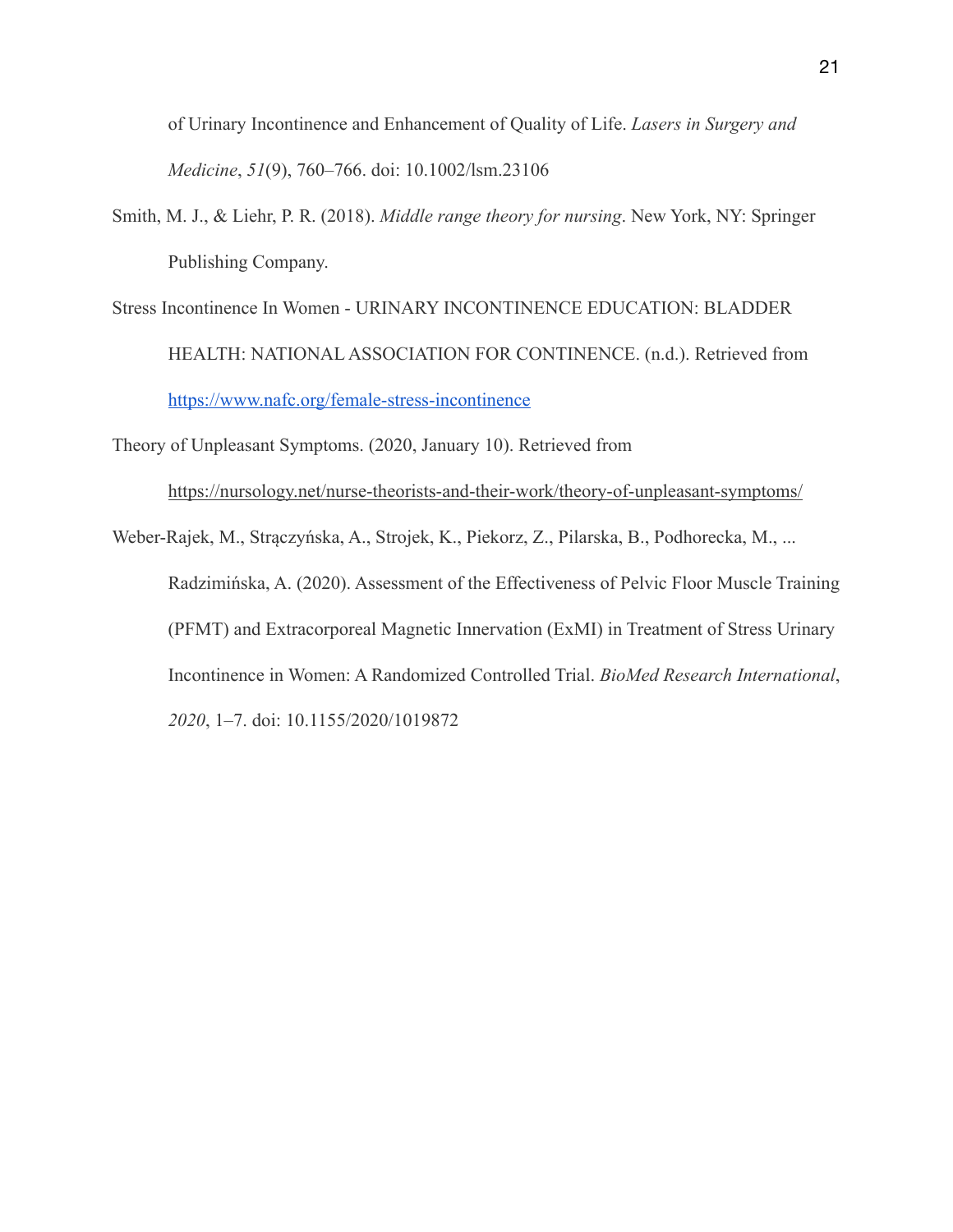of Urinary Incontinence and Enhancement of Quality of Life. *Lasers in Surgery and Medicine*, *51*(9), 760–766. doi: 10.1002/lsm.23106

Smith, M. J., & Liehr, P. R. (2018). *Middle range theory for nursing*. New York, NY: Springer Publishing Company.

Stress Incontinence In Women - URINARY INCONTINENCE EDUCATION: BLADDER HEALTH: NATIONAL ASSOCIATION FOR CONTINENCE. (n.d.). Retrieved from https://www.nafc.org/female-stress-incontinence

Theory of Unpleasant Symptoms. (2020, January 10). Retrieved from https://nursology.net/nurse-theorists-and-their-work/theory-of-unpleasant-symptoms/

Weber-Rajek, M., Strączyńska, A., Strojek, K., Piekorz, Z., Pilarska, B., Podhorecka, M., ... Radzimińska, A. (2020). Assessment of the Effectiveness of Pelvic Floor Muscle Training (PFMT) and Extracorporeal Magnetic Innervation (ExMI) in Treatment of Stress Urinary Incontinence in Women: A Randomized Controlled Trial. *BioMed Research International*, *2020*, 1–7. doi: 10.1155/2020/1019872